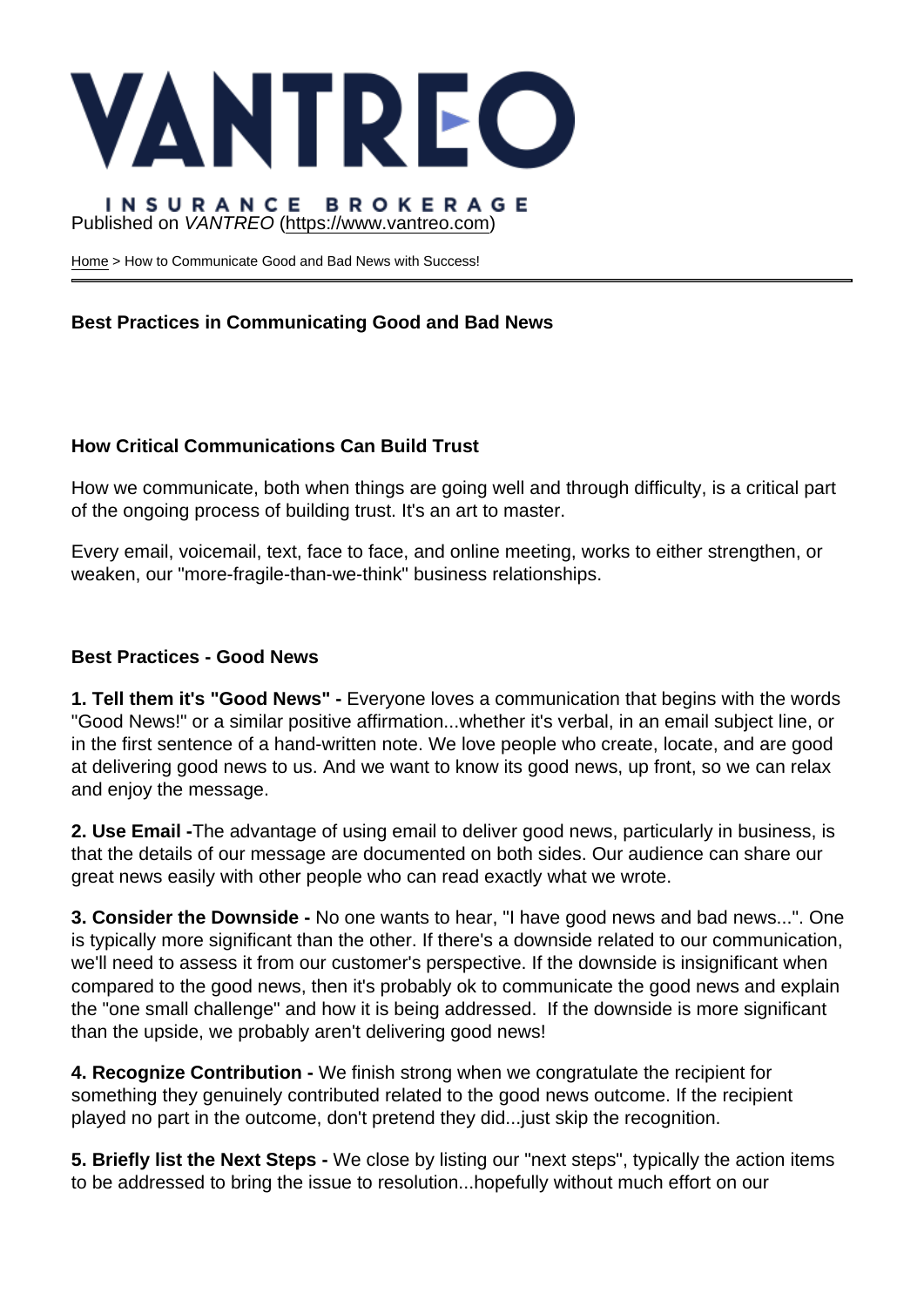# VANTREO

INSURANCE BROKERAGE

Published on *VANTREO* (https://www.vantreo.com)

Home > How to Communicate Good and Bad News with Success!

## Best Practices in Communicating Good and Bad News

### How Critical Communications Can Build Trust

How we communicate, both when things are going well and through difficulty, is a critical part of the ongoing process of building trust. It's an art to master.

Every email, voicemail, text, face to face, and online meeting, works to either strengthen, or weaken, our "more-fragile-than-we-think" business relationships.

### Best Practices - Good News

**1. Tell them it's "Good News" -** Everyone loves a communication that begins with the words "Good News!" or a similar positive affirmation...whether it's verbal, in an email subject line, or in the first sentence of a hand-written note. We love people who create, locate, and are good at delivering good news to us. And we want to know its good news, up front, so we can relax and enjoy the message.

**2. Use Email -**The advantage of using email to deliver good news, particularly in business, is that the details of our message are documented on both sides. Our audience can share our great news easily with other people who can read exactly what we wrote.

**3. Consider the Downside -** No one wants to hear, "I have good news and bad news...". One is typically more significant than the other. If there's a downside related to our communication, we'll need to assess it from our customer's perspective. If the downside is insignificant when compared to the good news, then it's probably ok to communicate the good news and explain the "one small challenge" and how it is being addressed. If the downside is more significant than the upside, we probably aren't delivering good news!

**4. Recognize Contribution -** We finish strong when we congratulate the recipient for something they genuinely contributed related to the good news outcome. If the recipient played no part in the outcome, don't pretend they did...just skip the recognition.

**5. Briefly list the Next Steps -** We close by listing our "next steps", typically the action items to be addressed to bring the issue to resolution...hopefully without much effort on our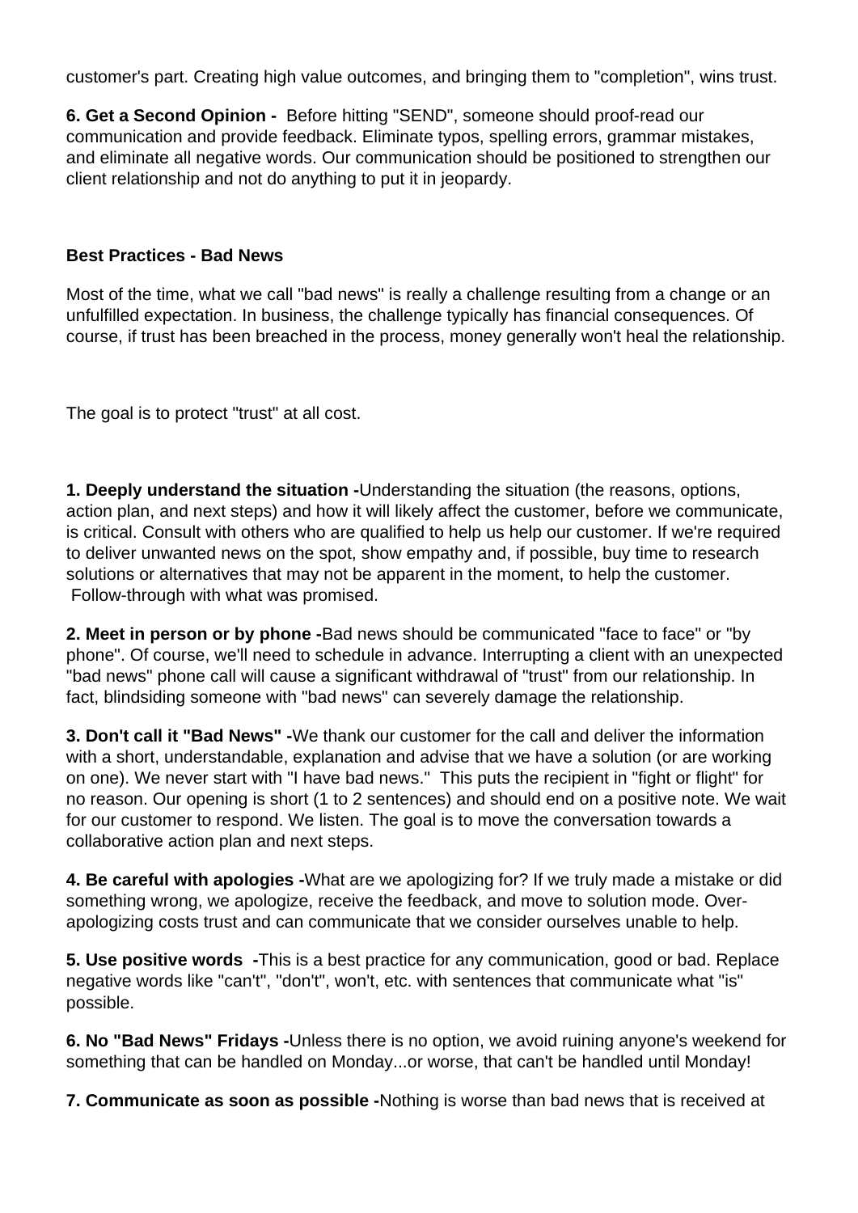customer's part. Creating high value outcomes, and bringing them to "completion", wins trust.

**6. Get a Second Opinion -** Before hitting "SEND", someone should proof-read our communication and provide feedback. Eliminate typos, spelling errors, grammar mistakes, and eliminate all negative words. Our communication should be positioned to strengthen our client relationship and not do anything to put it in jeopardy.

**Best Practices - Bad News**

Most of the time, what we call "bad news" is really a challenge resulting from a change or an unfulfilled expectation. In business, the challenge typically has financial consequences. Of course, if trust has been breached in the process, money generally won't heal the relationship.

The goal is to protect "trust" at all cost.

**1. Deeply understand the situation -**Understanding the situation (the reasons, options, action plan, and next steps) and how it will likely affect the customer, before we communicate, is critical. Consult with others who are qualified to help us help our customer. If we're required to deliver unwanted news on the spot, show empathy and, if possible, buy time to research solutions or alternatives that may not be apparent in the moment, to help the customer. Follow-through with what was promised.

**2. Meet in person or by phone -**Bad news should be communicated "face to face" or "by phone". Of course, we'll need to schedule in advance. Interrupting a client with an unexpected "bad news" phone call will cause a significant withdrawal of "trust" from our relationship. In fact, blindsiding someone with "bad news" can severely damage the relationship.

**3. Don't call it "Bad News" -**We thank our customer for the call and deliver the information with a short, understandable, explanation and advise that we have a solution (or are working on one). We never start with "I have bad news." This puts the recipient in "fight or flight" for no reason. Our opening is short (1 to 2 sentences) and should end on a positive note. We wait for our customer to respond. We listen. The goal is to move the conversation towards a collaborative action plan and next steps.

**4. Be careful with apologies -**What are we apologizing for? If we truly made a mistake or did something wrong, we apologize, receive the feedback, and move to solution mode. Over-apologizing costs trust and can communicate that we consider ourselves unable to help.

**5. Use positive words -**This is a best practice for any communication, good or bad. Replace negative words like "can't", "don't", won't, etc. with sentences that communicate what "is" possible.

**6. No "Bad News" Fridays -**Unless there is no option, we avoid ruining anyone's weekend for something that can be handled on Monday...or worse, that can't be handled until Monday!

**7. Communicate as soon as possible -**Nothing is worse than bad news that is received at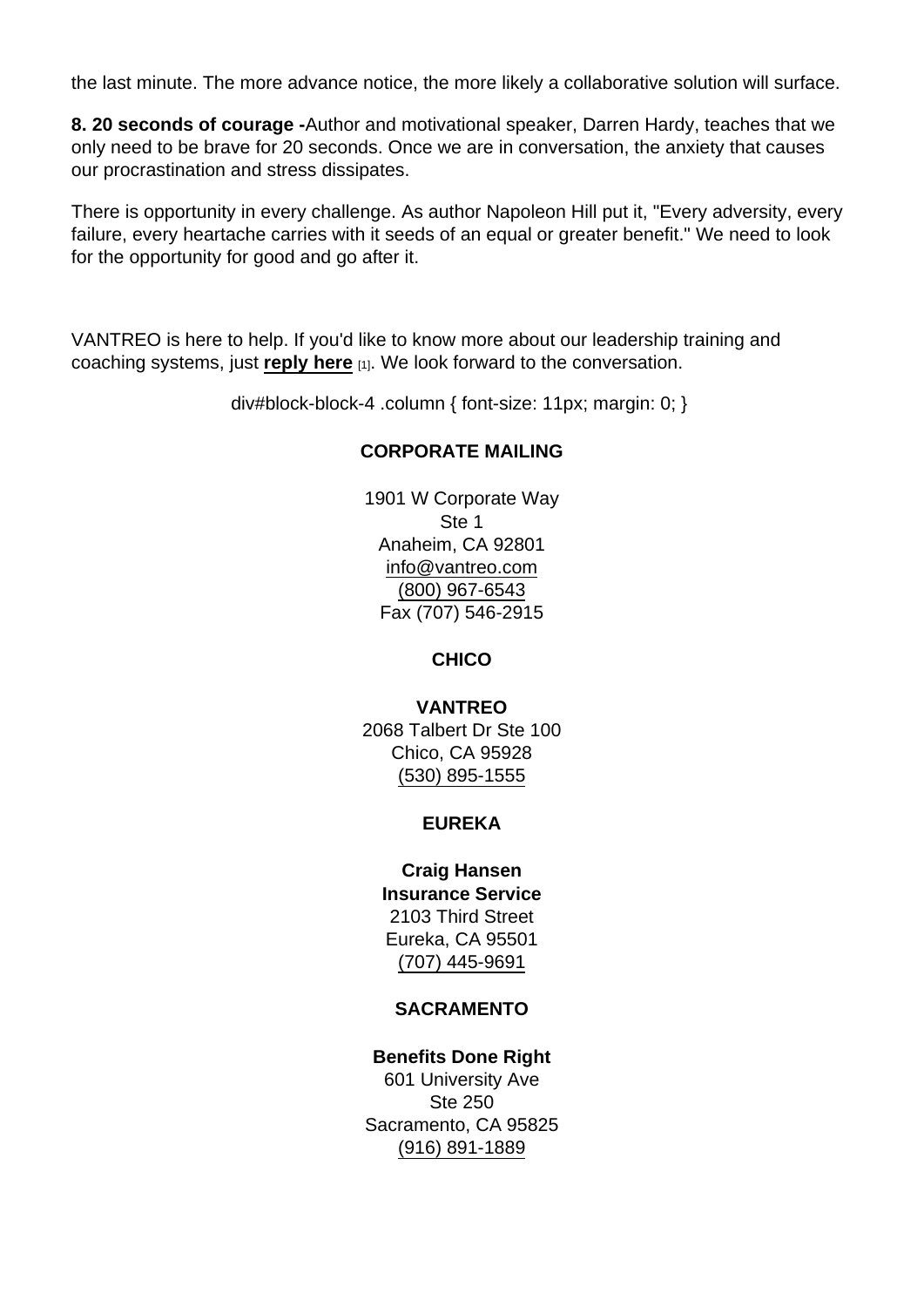the last minute. The more advance notice, the more likely a collaborative solution will surface.

**8. 20 seconds of courage -**Author and motivational speaker, Darren Hardy, teaches that we only need to be brave for 20 seconds. Once we are in conversation, the anxiety that causes our procrastination and stress dissipates.

There is opportunity in every challenge. As author Napoleon Hill put it, "Every adversity, every failure, every heartache carries with it seeds of an equal or greater benefit." We need to look for the opportunity for good and go after it.

VANTREO is here to help. If you'd like to know more about our leadership training and coaching systems, just **reply here** [1]. We look forward to the conversation.

div#block-block-4 .column { font-size: 11px; margin: 0; }

**CORPORATE MAILING**

1901 W Corporate Way
Ste 1
Anaheim, CA 92801
info@vantreo.com
(800) 967-6543
Fax (707) 546-2915

**CHICO**

**VANTREO**
2068 Talbert Dr Ste 100
Chico, CA 95928
(530) 895-1555

**EUREKA**

**Craig Hansen**
**Insurance Service**
2103 Third Street
Eureka, CA 95501
(707) 445-9691

**SACRAMENTO**

**Benefits Done Right**
601 University Ave
Ste 250
Sacramento, CA 95825
(916) 891-1889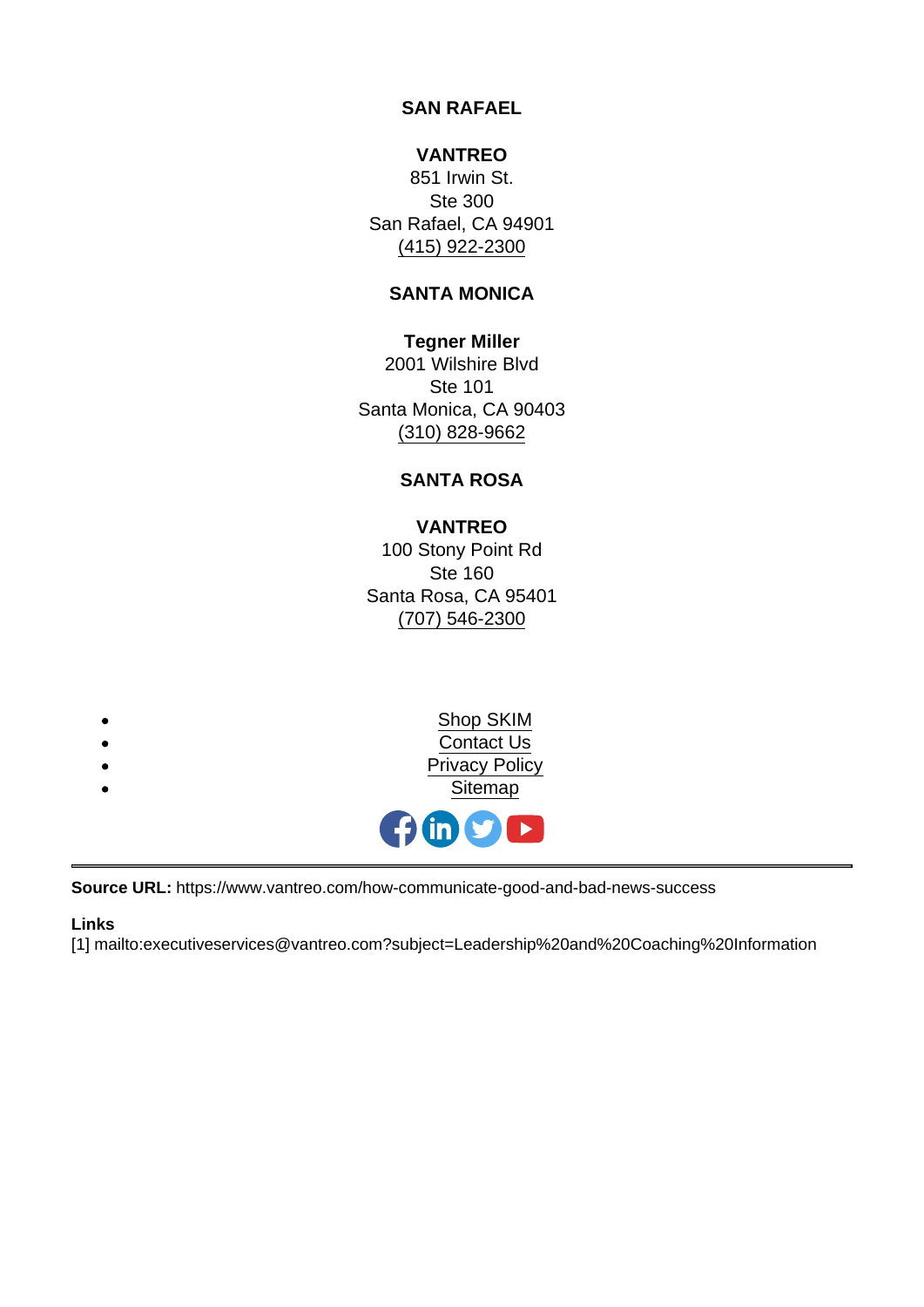**SAN RAFAEL**

**VANTREO**
851 Irwin St.
Ste 300
San Rafael, CA 94901
(415) 922-2300

**SANTA MONICA**

**Tegner Miller**
2001 Wilshire Blvd
Ste 101
Santa Monica, CA 90403
(310) 828-9662

**SANTA ROSA**

**VANTREO**
100 Stony Point Rd
Ste 160
Santa Rosa, CA 95401
(707) 546-2300

- Shop SKIM
- Contact Us
- Privacy Policy
- Sitemap

---

**Source URL:** https://www.vantreo.com/how-communicate-good-and-bad-news-success

**Links**
[1] mailto:executiveservices@vantreo.com?subject=Leadership%20and%20Coaching%20Information